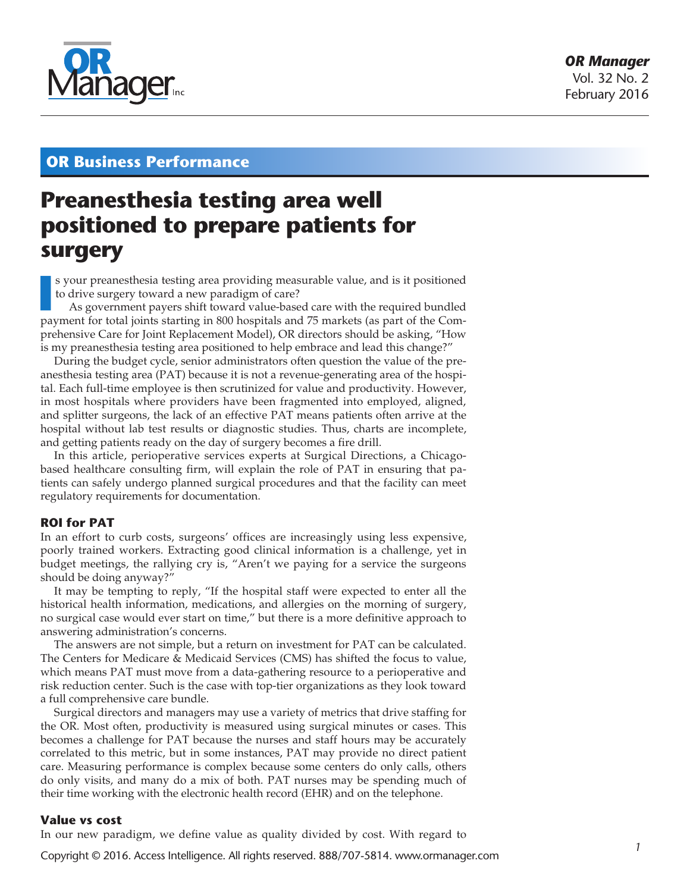## OR Business Performance

# Preanesthesia testing area well positioned to prepare patients for surgery

Is your preanesthesia testing area providing measurable value, and is it positioned to drive surgery toward a new paradigm of care?

As government payers shift toward value-based care with the required bundled payment for total joints starting in 800 hospitals and 75 markets (as part of the Comprehensive Care for Joint Replacement Model), OR directors should be asking, "How is my preanesthesia testing area positioned to help embrace and lead this change?"

During the budget cycle, senior administrators often question the value of the preanesthesia testing area (PAT) because it is not a revenue-generating area of the hospital. Each full-time employee is then scrutinized for value and productivity. However, in most hospitals where providers have been fragmented into employed, aligned, and splitter surgeons, the lack of an effective PAT means patients often arrive at the hospital without lab test results or diagnostic studies. Thus, charts are incomplete, and getting patients ready on the day of surgery becomes a fire drill.

In this article, perioperative services experts at Surgical Directions, a Chicago-based healthcare consulting firm, will explain the role of PAT in ensuring that patients can safely undergo planned surgical procedures and that the facility can meet regulatory requirements for documentation.

### ROI for PAT

In an effort to curb costs, surgeons' offices are increasingly using less expensive, poorly trained workers. Extracting good clinical information is a challenge, yet in budget meetings, the rallying cry is, "Aren't we paying for a service the surgeons should be doing anyway?"

It may be tempting to reply, "If the hospital staff were expected to enter all the historical health information, medications, and allergies on the morning of surgery, no surgical case would ever start on time," but there is a more definitive approach to answering administration's concerns.

The answers are not simple, but a return on investment for PAT can be calculated. The Centers for Medicare & Medicaid Services (CMS) has shifted the focus to value, which means PAT must move from a data-gathering resource to a perioperative and risk reduction center. Such is the case with top-tier organizations as they look toward a full comprehensive care bundle.

Surgical directors and managers may use a variety of metrics that drive staffing for the OR. Most often, productivity is measured using surgical minutes or cases. This becomes a challenge for PAT because the nurses and staff hours may be accurately correlated to this metric, but in some instances, PAT may provide no direct patient care. Measuring performance is complex because some centers do only calls, others do only visits, and many do a mix of both. PAT nurses may be spending much of their time working with the electronic health record (EHR) and on the telephone.

### Value vs cost

In our new paradigm, we define value as quality divided by cost. With regard to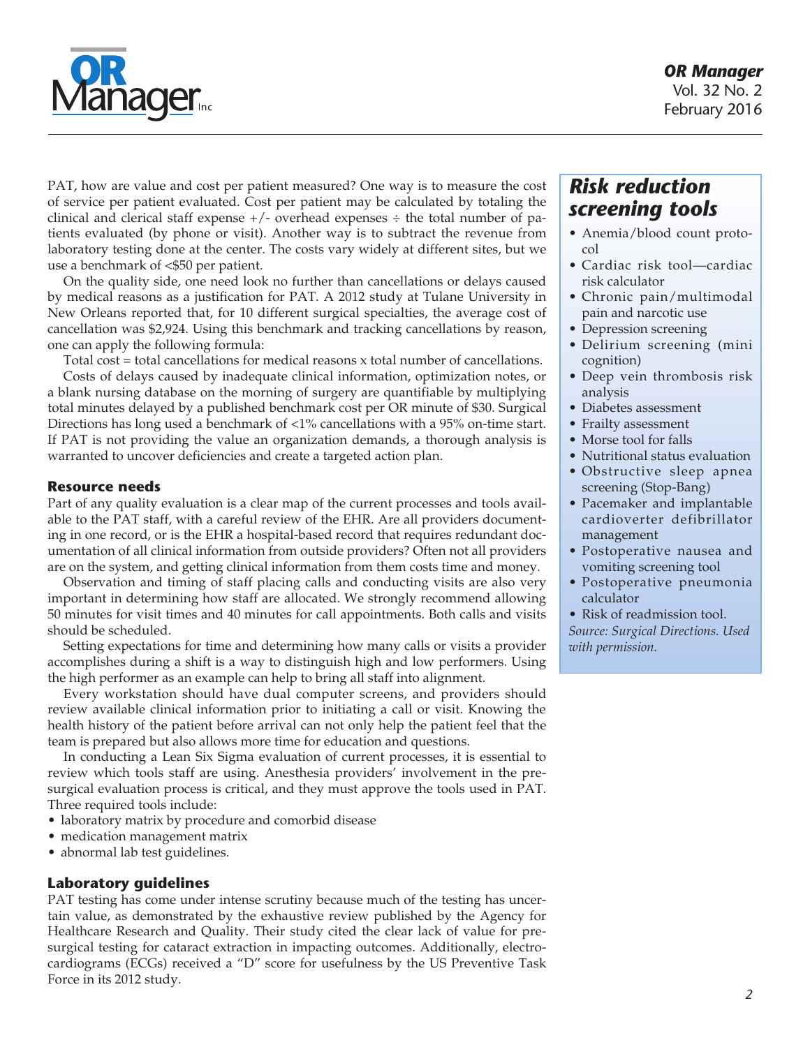PAT, how are value and cost per patient measured? One way is to measure the cost of service per patient evaluated. Cost per patient may be calculated by totaling the clinical and clerical staff expense +/- overhead expenses ÷ the total number of patients evaluated (by phone or visit). Another way is to subtract the revenue from laboratory testing done at the center. The costs vary widely at different sites, but we use a benchmark of <$50 per patient.

On the quality side, one need look no further than cancellations or delays caused by medical reasons as a justification for PAT. A 2012 study at Tulane University in New Orleans reported that, for 10 different surgical specialties, the average cost of cancellation was $2,924. Using this benchmark and tracking cancellations by reason, one can apply the following formula:

Total cost = total cancellations for medical reasons x total number of cancellations.

Costs of delays caused by inadequate clinical information, optimization notes, or a blank nursing database on the morning of surgery are quantifiable by multiplying total minutes delayed by a published benchmark cost per OR minute of $30. Surgical Directions has long used a benchmark of <1% cancellations with a 95% on-time start. If PAT is not providing the value an organization demands, a thorough analysis is warranted to uncover deficiencies and create a targeted action plan.

### Resource needs

Part of any quality evaluation is a clear map of the current processes and tools available to the PAT staff, with a careful review of the EHR. Are all providers documenting in one record, or is the EHR a hospital-based record that requires redundant documentation of all clinical information from outside providers? Often not all providers are on the system, and getting clinical information from them costs time and money.

Observation and timing of staff placing calls and conducting visits are also very important in determining how staff are allocated. We strongly recommend allowing 50 minutes for visit times and 40 minutes for call appointments. Both calls and visits should be scheduled.

Setting expectations for time and determining how many calls or visits a provider accomplishes during a shift is a way to distinguish high and low performers. Using the high performer as an example can help to bring all staff into alignment.

Every workstation should have dual computer screens, and providers should review available clinical information prior to initiating a call or visit. Knowing the health history of the patient before arrival can not only help the patient feel that the team is prepared but also allows more time for education and questions.

In conducting a Lean Six Sigma evaluation of current processes, it is essential to review which tools staff are using. Anesthesia providers' involvement in the presurgical evaluation process is critical, and they must approve the tools used in PAT. Three required tools include:

- laboratory matrix by procedure and comorbid disease
- medication management matrix
- abnormal lab test guidelines.

### Laboratory guidelines

PAT testing has come under intense scrutiny because much of the testing has uncertain value, as demonstrated by the exhaustive review published by the Agency for Healthcare Research and Quality. Their study cited the clear lack of value for presurgical testing for cataract extraction in impacting outcomes. Additionally, electrocardiograms (ECGs) received a "D" score for usefulness by the US Preventive Task Force in its 2012 study.

## *Risk reduction screening tools*

- Anemia/blood count protocol
- Cardiac risk tool—cardiac risk calculator
- Chronic pain/multimodal pain and narcotic use
- Depression screening
- Delirium screening (mini cognition)
- Deep vein thrombosis risk analysis
- Diabetes assessment
- Frailty assessment
- Morse tool for falls
- Nutritional status evaluation
- Obstructive sleep apnea screening (Stop-Bang)
- Pacemaker and implantable cardioverter defibrillator management
- Postoperative nausea and vomiting screening tool
- Postoperative pneumonia calculator
- Risk of readmission tool.

*Source: Surgical Directions. Used with permission.*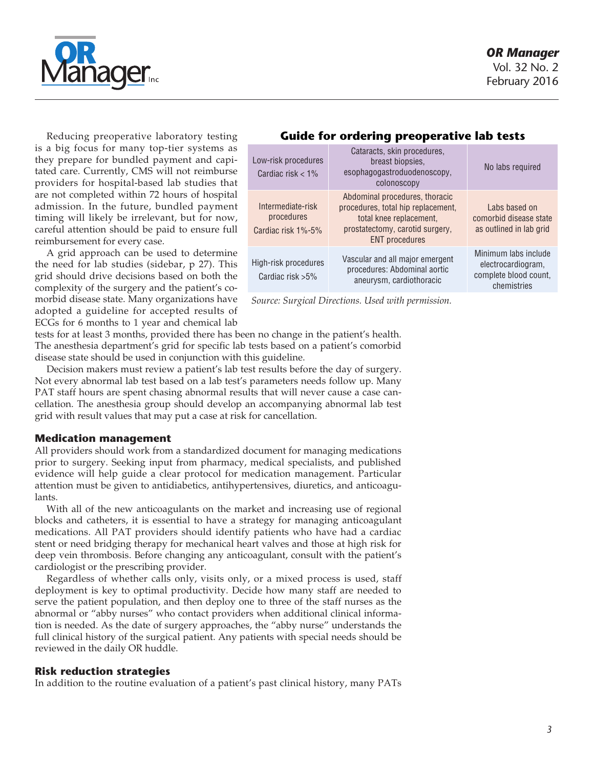Reducing preoperative laboratory testing is a big focus for many top-tier systems as they prepare for bundled payment and capitated care. Currently, CMS will not reimburse providers for hospital-based lab studies that are not completed within 72 hours of hospital admission. In the future, bundled payment timing will likely be irrelevant, but for now, careful attention should be paid to ensure full reimbursement for every case.

A grid approach can be used to determine the need for lab studies (sidebar, p 27). This grid should drive decisions based on both the complexity of the surgery and the patient's comorbid disease state. Many organizations have adopted a guideline for accepted results of ECGs for 6 months to 1 year and chemical lab tests for at least 3 months, provided there has been no change in the patient's health. The anesthesia department's grid for specific lab tests based on a patient's comorbid disease state should be used in conjunction with this guideline.

## Guide for ordering preoperative lab tests

| Procedure risk | Examples | Labs |
|---|---|---|
| Low-risk procedures Cardiac risk < 1% | Cataracts, skin procedures, breast biopsies, esophagogastroduodenoscopy, colonoscopy | No labs required |
| Intermediate-risk procedures Cardiac risk 1%-5% | Abdominal procedures, thoracic procedures, total hip replacement, total knee replacement, prostatectomy, carotid surgery, ENT procedures | Labs based on comorbid disease state as outlined in lab grid |
| High-risk procedures Cardiac risk >5% | Vascular and all major emergent procedures: Abdominal aortic aneurysm, cardiothoracic | Minimum labs include electrocardiogram, complete blood count, chemistries |

*Source: Surgical Directions. Used with permission.*

Decision makers must review a patient's lab test results before the day of surgery. Not every abnormal lab test based on a lab test's parameters needs follow up. Many PAT staff hours are spent chasing abnormal results that will never cause a case cancellation. The anesthesia group should develop an accompanying abnormal lab test grid with result values that may put a case at risk for cancellation.

### Medication management

All providers should work from a standardized document for managing medications prior to surgery. Seeking input from pharmacy, medical specialists, and published evidence will help guide a clear protocol for medication management. Particular attention must be given to antidiabetics, antihypertensives, diuretics, and anticoagulants.

With all of the new anticoagulants on the market and increasing use of regional blocks and catheters, it is essential to have a strategy for managing anticoagulant medications. All PAT providers should identify patients who have had a cardiac stent or need bridging therapy for mechanical heart valves and those at high risk for deep vein thrombosis. Before changing any anticoagulant, consult with the patient's cardiologist or the prescribing provider.

Regardless of whether calls only, visits only, or a mixed process is used, staff deployment is key to optimal productivity. Decide how many staff are needed to serve the patient population, and then deploy one to three of the staff nurses as the abnormal or "abby nurses" who contact providers when additional clinical information is needed. As the date of surgery approaches, the "abby nurse" understands the full clinical history of the surgical patient. Any patients with special needs should be reviewed in the daily OR huddle.

### Risk reduction strategies

In addition to the routine evaluation of a patient's past clinical history, many PATs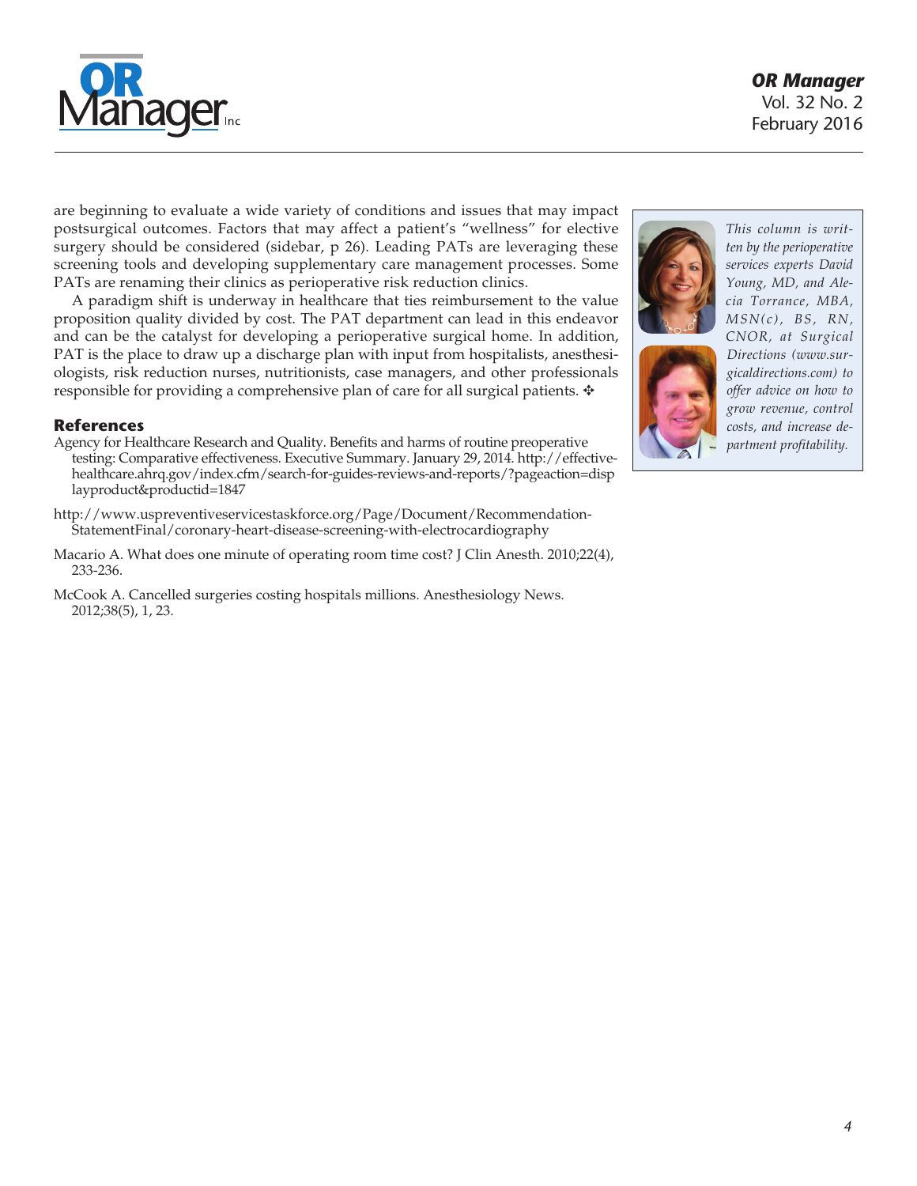are beginning to evaluate a wide variety of conditions and issues that may impact postsurgical outcomes. Factors that may affect a patient's "wellness" for elective surgery should be considered (sidebar, p 26). Leading PATs are leveraging these screening tools and developing supplementary care management processes. Some PATs are renaming their clinics as perioperative risk reduction clinics.

A paradigm shift is underway in healthcare that ties reimbursement to the value proposition quality divided by cost. The PAT department can lead in this endeavor and can be the catalyst for developing a perioperative surgical home. In addition, PAT is the place to draw up a discharge plan with input from hospitalists, anesthesiologists, risk reduction nurses, nutritionists, case managers, and other professionals responsible for providing a comprehensive plan of care for all surgical patients. ✣

## References

Agency for Healthcare Research and Quality. Benefits and harms of routine preoperative testing: Comparative effectiveness. Executive Summary. January 29, 2014. http://effectivehealthcare.ahrq.gov/index.cfm/search-for-guides-reviews-and-reports/?pageaction=displayproduct&productid=1847

http://www.uspreventiveservicestaskforce.org/Page/Document/RecommendationStatementFinal/coronary-heart-disease-screening-with-electrocardiography

Macario A. What does one minute of operating room time cost? J Clin Anesth. 2010;22(4), 233-236.

McCook A. Cancelled surgeries costing hospitals millions. Anesthesiology News. 2012;38(5), 1, 23.

*This column is written by the perioperative services experts David Young, MD, and Alecia Torrance, MBA, MSN(c), BS, RN, CNOR, at Surgical Directions (www.surgicaldirections.com) to offer advice on how to grow revenue, control costs, and increase department profitability.*